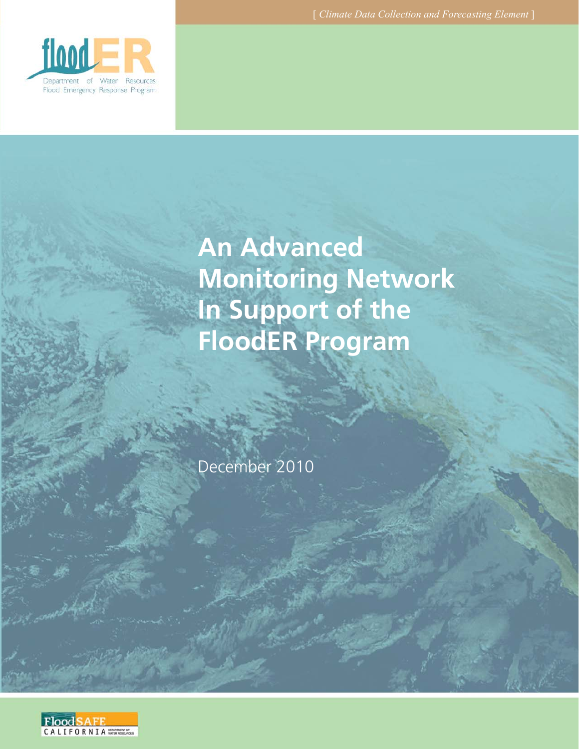[ *Climate Data Collection and Forecasting Element* ]

floodER

Department of Water Resources
Flood Emergency Response Program

# An Advanced Monitoring Network In Support of the FloodER Program

December 2010

FloodSAFE CALIFORNIA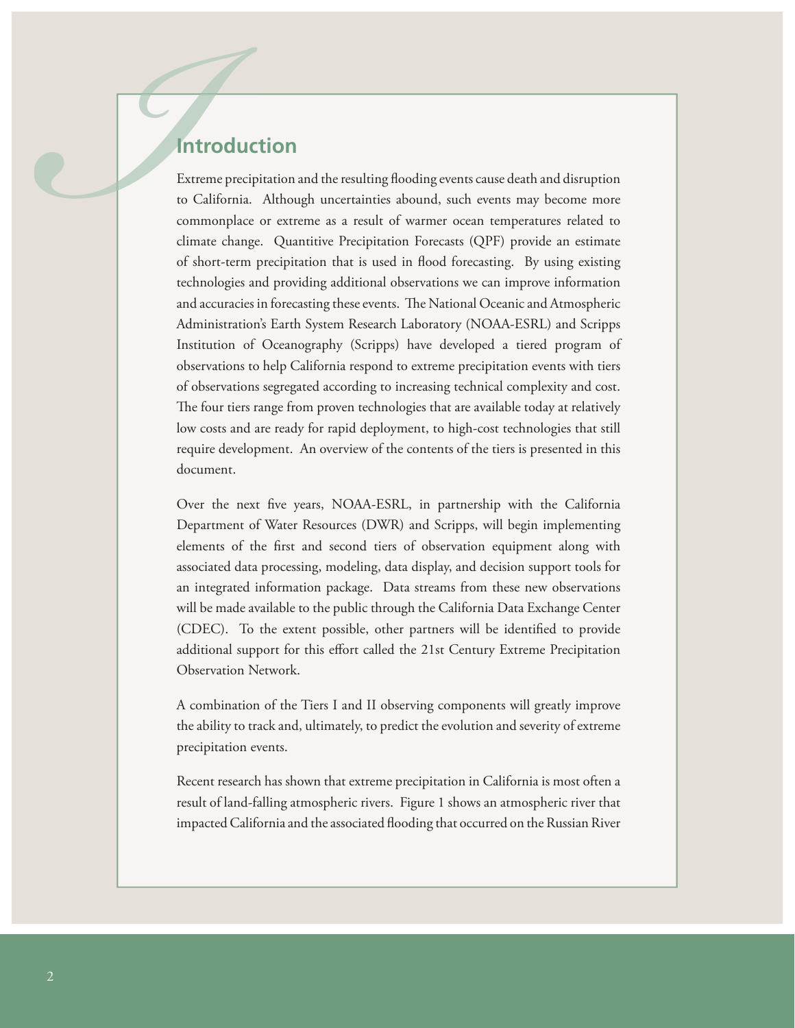# Introduction

Extreme precipitation and the resulting flooding events cause death and disruption to California. Although uncertainties abound, such events may become more commonplace or extreme as a result of warmer ocean temperatures related to climate change. Quantitive Precipitation Forecasts (QPF) provide an estimate of short-term precipitation that is used in flood forecasting. By using existing technologies and providing additional observations we can improve information and accuracies in forecasting these events. The National Oceanic and Atmospheric Administration's Earth System Research Laboratory (NOAA-ESRL) and Scripps Institution of Oceanography (Scripps) have developed a tiered program of observations to help California respond to extreme precipitation events with tiers of observations segregated according to increasing technical complexity and cost. The four tiers range from proven technologies that are available today at relatively low costs and are ready for rapid deployment, to high-cost technologies that still require development. An overview of the contents of the tiers is presented in this document.

Over the next five years, NOAA-ESRL, in partnership with the California Department of Water Resources (DWR) and Scripps, will begin implementing elements of the first and second tiers of observation equipment along with associated data processing, modeling, data display, and decision support tools for an integrated information package. Data streams from these new observations will be made available to the public through the California Data Exchange Center (CDEC). To the extent possible, other partners will be identified to provide additional support for this effort called the 21st Century Extreme Precipitation Observation Network.

A combination of the Tiers I and II observing components will greatly improve the ability to track and, ultimately, to predict the evolution and severity of extreme precipitation events.

Recent research has shown that extreme precipitation in California is most often a result of land-falling atmospheric rivers. Figure 1 shows an atmospheric river that impacted California and the associated flooding that occurred on the Russian River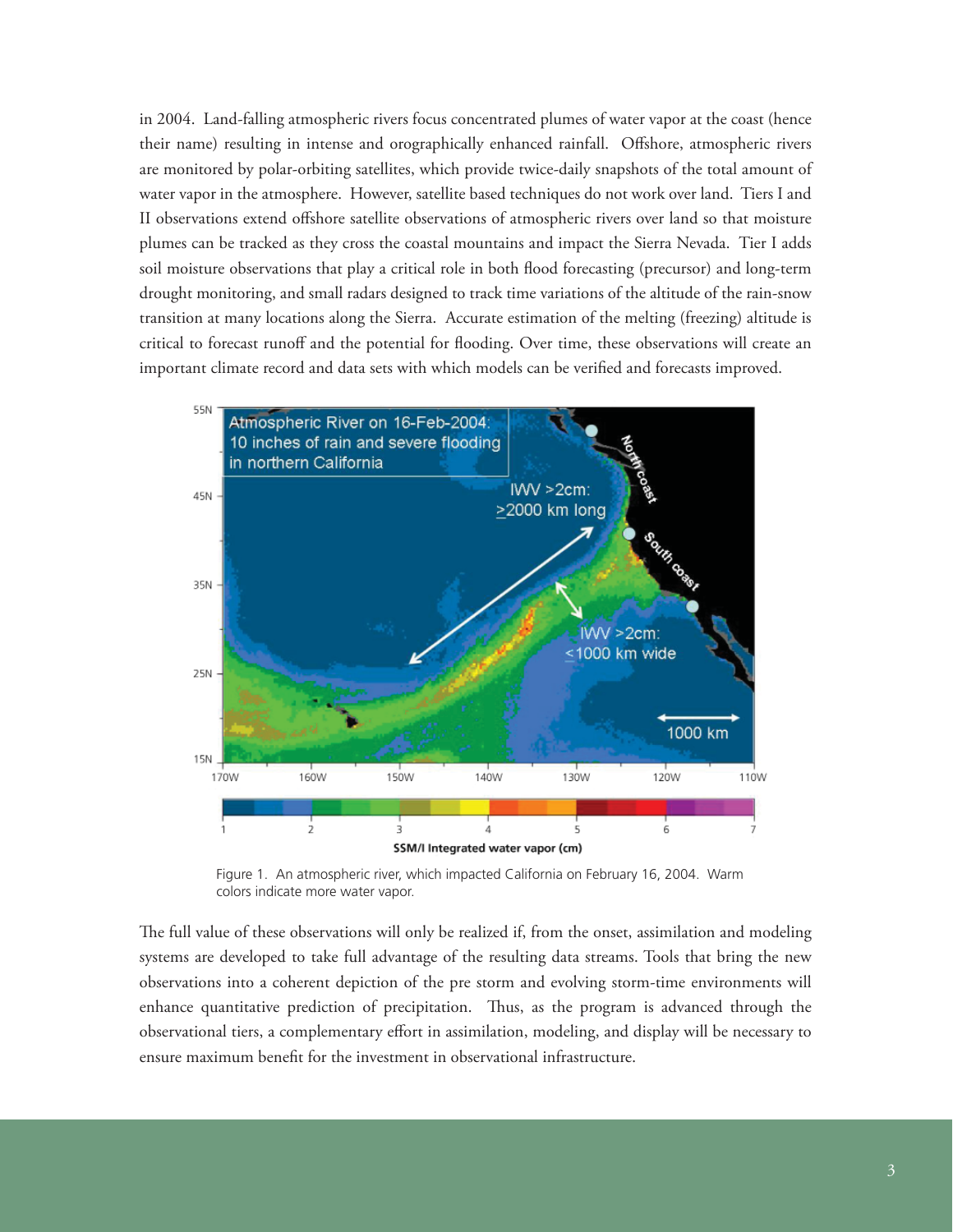in 2004. Land-falling atmospheric rivers focus concentrated plumes of water vapor at the coast (hence their name) resulting in intense and orographically enhanced rainfall. Offshore, atmospheric rivers are monitored by polar-orbiting satellites, which provide twice-daily snapshots of the total amount of water vapor in the atmosphere. However, satellite based techniques do not work over land. Tiers I and II observations extend offshore satellite observations of atmospheric rivers over land so that moisture plumes can be tracked as they cross the coastal mountains and impact the Sierra Nevada. Tier I adds soil moisture observations that play a critical role in both flood forecasting (precursor) and long-term drought monitoring, and small radars designed to track time variations of the altitude of the rain-snow transition at many locations along the Sierra. Accurate estimation of the melting (freezing) altitude is critical to forecast runoff and the potential for flooding. Over time, these observations will create an important climate record and data sets with which models can be verified and forecasts improved.

Figure 1. An atmospheric river, which impacted California on February 16, 2004. Warm colors indicate more water vapor.

The full value of these observations will only be realized if, from the onset, assimilation and modeling systems are developed to take full advantage of the resulting data streams. Tools that bring the new observations into a coherent depiction of the pre storm and evolving storm-time environments will enhance quantitative prediction of precipitation. Thus, as the program is advanced through the observational tiers, a complementary effort in assimilation, modeling, and display will be necessary to ensure maximum benefit for the investment in observational infrastructure.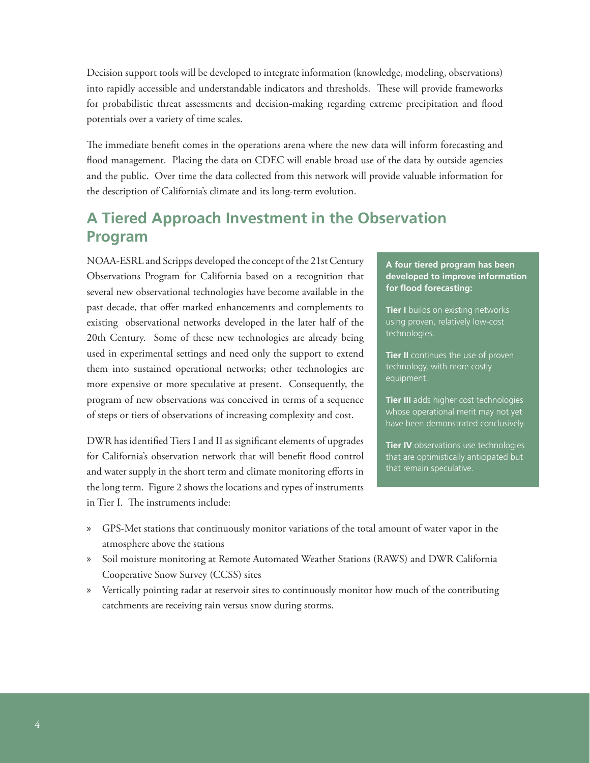Decision support tools will be developed to integrate information (knowledge, modeling, observations) into rapidly accessible and understandable indicators and thresholds. These will provide frameworks for probabilistic threat assessments and decision-making regarding extreme precipitation and flood potentials over a variety of time scales.

The immediate benefit comes in the operations arena where the new data will inform forecasting and flood management. Placing the data on CDEC will enable broad use of the data by outside agencies and the public. Over time the data collected from this network will provide valuable information for the description of California's climate and its long-term evolution.

## A Tiered Approach Investment in the Observation Program

NOAA-ESRL and Scripps developed the concept of the 21st Century Observations Program for California based on a recognition that several new observational technologies have become available in the past decade, that offer marked enhancements and complements to existing observational networks developed in the later half of the 20th Century. Some of these new technologies are already being used in experimental settings and need only the support to extend them into sustained operational networks; other technologies are more expensive or more speculative at present. Consequently, the program of new observations was conceived in terms of a sequence of steps or tiers of observations of increasing complexity and cost.

**A four tiered program has been developed to improve information for flood forecasting:**

**Tier I** builds on existing networks using proven, relatively low-cost technologies.

**Tier II** continues the use of proven technology, with more costly equipment.

**Tier III** adds higher cost technologies whose operational merit may not yet have been demonstrated conclusively.

**Tier IV** observations use technologies that are optimistically anticipated but that remain speculative.

DWR has identified Tiers I and II as significant elements of upgrades for California's observation network that will benefit flood control and water supply in the short term and climate monitoring efforts in the long term. Figure 2 shows the locations and types of instruments in Tier I. The instruments include:

- GPS-Met stations that continuously monitor variations of the total amount of water vapor in the atmosphere above the stations
- Soil moisture monitoring at Remote Automated Weather Stations (RAWS) and DWR California Cooperative Snow Survey (CCSS) sites
- Vertically pointing radar at reservoir sites to continuously monitor how much of the contributing catchments are receiving rain versus snow during storms.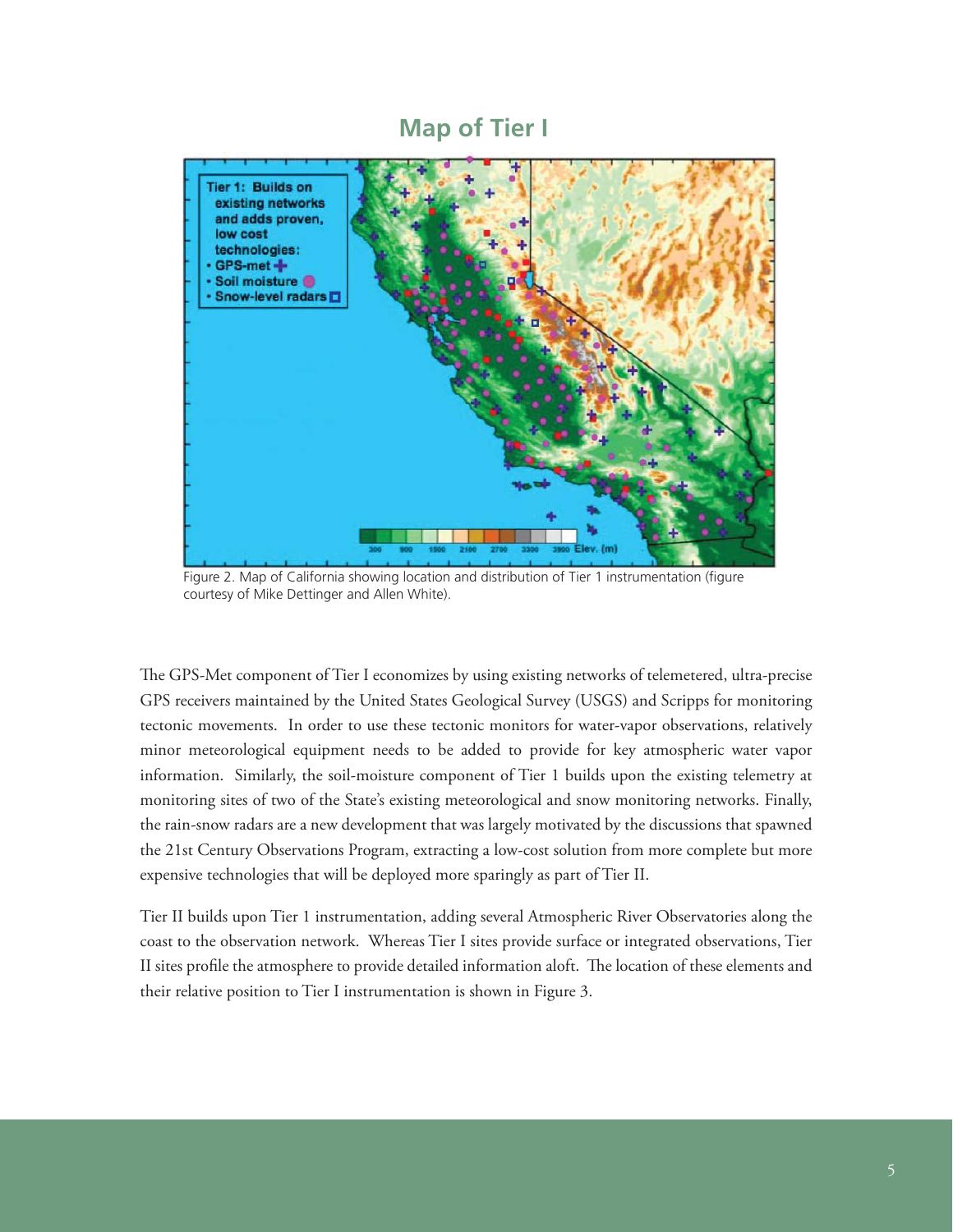## Map of Tier I

Figure 2. Map of California showing location and distribution of Tier 1 instrumentation (figure courtesy of Mike Dettinger and Allen White).

The GPS-Met component of Tier I economizes by using existing networks of telemetered, ultra-precise GPS receivers maintained by the United States Geological Survey (USGS) and Scripps for monitoring tectonic movements. In order to use these tectonic monitors for water-vapor observations, relatively minor meteorological equipment needs to be added to provide for key atmospheric water vapor information. Similarly, the soil-moisture component of Tier 1 builds upon the existing telemetry at monitoring sites of two of the State's existing meteorological and snow monitoring networks. Finally, the rain-snow radars are a new development that was largely motivated by the discussions that spawned the 21st Century Observations Program, extracting a low-cost solution from more complete but more expensive technologies that will be deployed more sparingly as part of Tier II.

Tier II builds upon Tier 1 instrumentation, adding several Atmospheric River Observatories along the coast to the observation network. Whereas Tier I sites provide surface or integrated observations, Tier II sites profile the atmosphere to provide detailed information aloft. The location of these elements and their relative position to Tier I instrumentation is shown in Figure 3.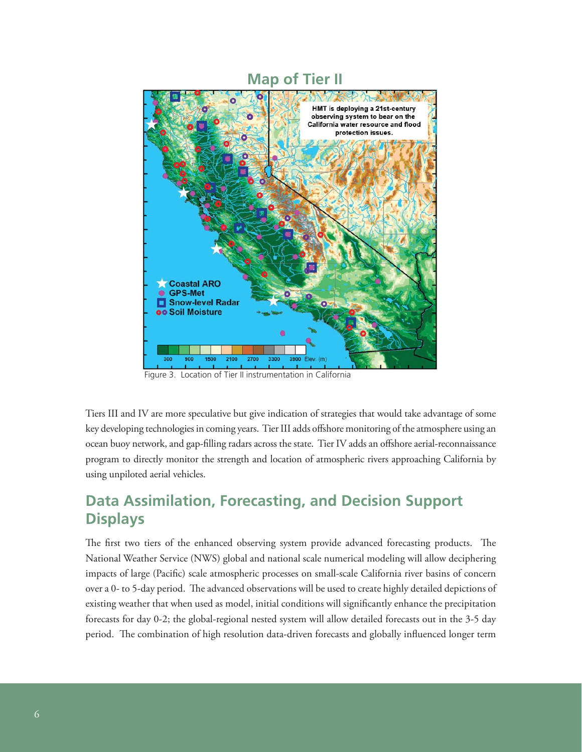## Map of Tier II

Figure 3. Location of Tier II instrumentation in California

Tiers III and IV are more speculative but give indication of strategies that would take advantage of some key developing technologies in coming years. Tier III adds offshore monitoring of the atmosphere using an ocean buoy network, and gap-filling radars across the state. Tier IV adds an offshore aerial-reconnaissance program to directly monitor the strength and location of atmospheric rivers approaching California by using unpiloted aerial vehicles.

## Data Assimilation, Forecasting, and Decision Support Displays

The first two tiers of the enhanced observing system provide advanced forecasting products. The National Weather Service (NWS) global and national scale numerical modeling will allow deciphering impacts of large (Pacific) scale atmospheric processes on small-scale California river basins of concern over a 0- to 5-day period. The advanced observations will be used to create highly detailed depictions of existing weather that when used as model, initial conditions will significantly enhance the precipitation forecasts for day 0-2; the global-regional nested system will allow detailed forecasts out in the 3-5 day period. The combination of high resolution data-driven forecasts and globally influenced longer term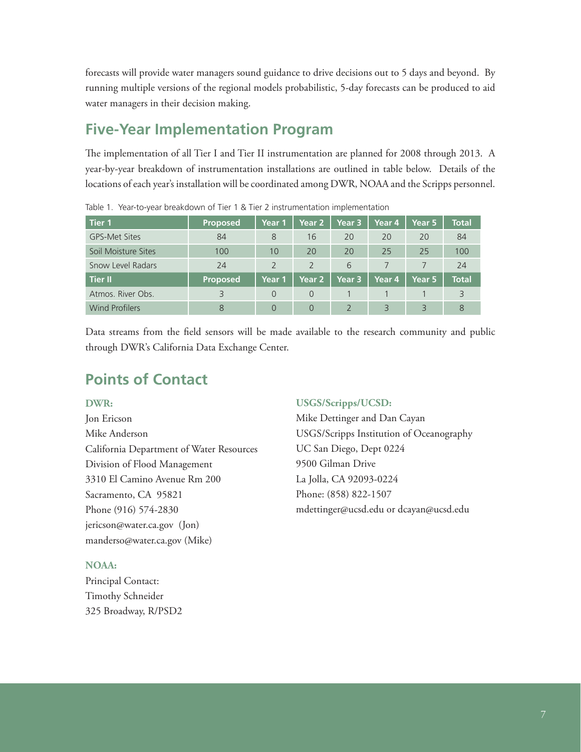forecasts will provide water managers sound guidance to drive decisions out to 5 days and beyond. By running multiple versions of the regional models probabilistic, 5-day forecasts can be produced to aid water managers in their decision making.

## Five-Year Implementation Program

The implementation of all Tier I and Tier II instrumentation are planned for 2008 through 2013. A year-by-year breakdown of instrumentation installations are outlined in table below. Details of the locations of each year's installation will be coordinated among DWR, NOAA and the Scripps personnel.

Table 1. Year-to-year breakdown of Tier 1 & Tier 2 instrumentation implementation

| Tier 1 | Proposed | Year 1 | Year 2 | Year 3 | Year 4 | Year 5 | Total |
|---|---|---|---|---|---|---|---|
| GPS-Met Sites | 84 | 8 | 16 | 20 | 20 | 20 | 84 |
| Soil Moisture Sites | 100 | 10 | 20 | 20 | 25 | 25 | 100 |
| Snow Level Radars | 24 | 2 | 2 | 6 | 7 | 7 | 24 |
| **Tier II** | **Proposed** | **Year 1** | **Year 2** | **Year 3** | **Year 4** | **Year 5** | **Total** |
| Atmos. River Obs. | 3 | 0 | 0 | 1 | 1 | 1 | 3 |
| Wind Profilers | 8 | 0 | 0 | 2 | 3 | 3 | 8 |

Data streams from the field sensors will be made available to the research community and public through DWR's California Data Exchange Center.

## Points of Contact

**DWR:**

Jon Ericson
Mike Anderson
California Department of Water Resources
Division of Flood Management
3310 El Camino Avenue Rm 200
Sacramento, CA 95821
Phone (916) 574-2830
jericson@water.ca.gov (Jon)
manderso@water.ca.gov (Mike)

**NOAA:**

Principal Contact:
Timothy Schneider
325 Broadway, R/PSD2

**USGS/Scripps/UCSD:**

Mike Dettinger and Dan Cayan
USGS/Scripps Institution of Oceanography
UC San Diego, Dept 0224
9500 Gilman Drive
La Jolla, CA 92093-0224
Phone: (858) 822-1507
mdettinger@ucsd.edu or dcayan@ucsd.edu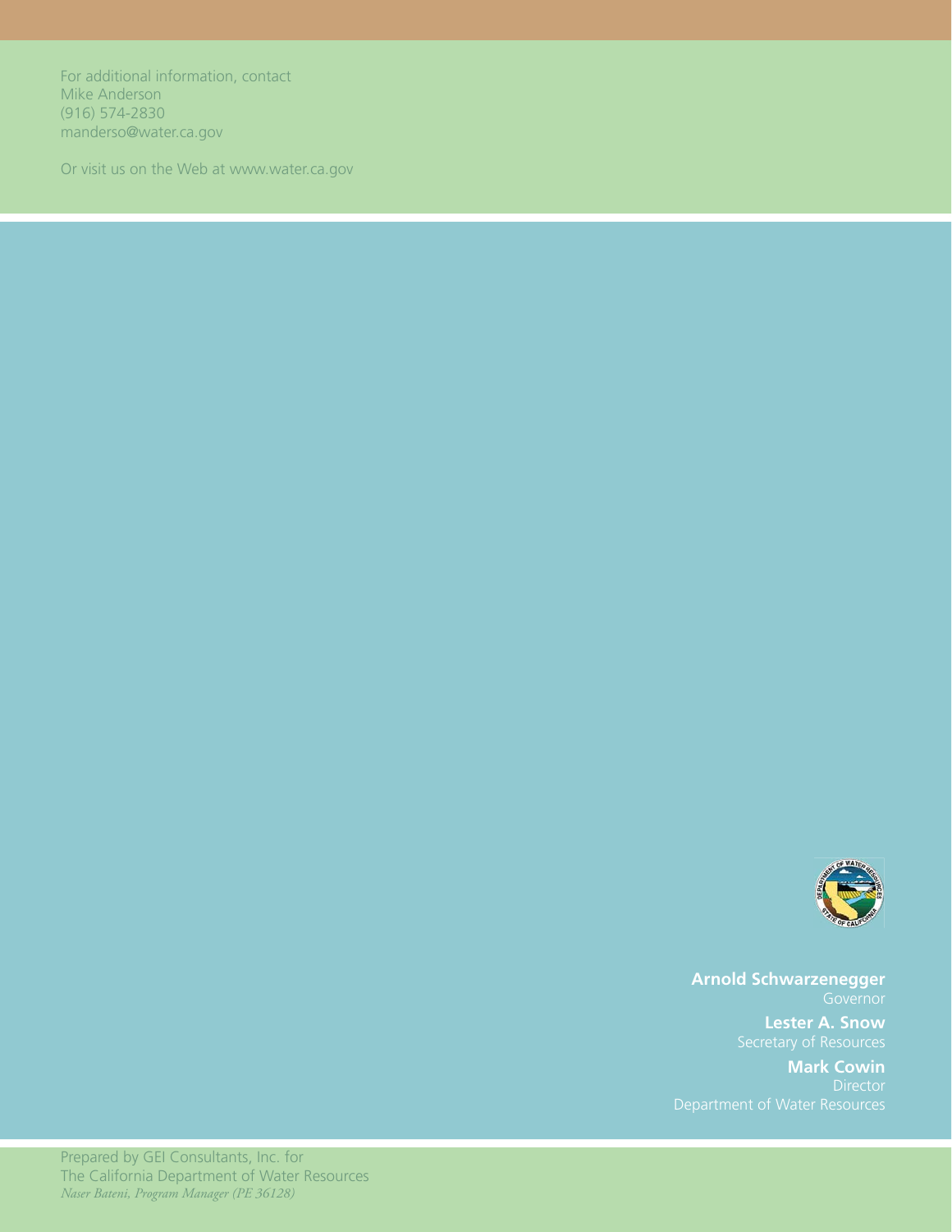For additional information, contact
Mike Anderson
(916) 574-2830
manderso@water.ca.gov

Or visit us on the Web at www.water.ca.gov

**Arnold Schwarzenegger**
Governor

**Lester A. Snow**
Secretary of Resources

**Mark Cowin**
Director
Department of Water Resources

Prepared by GEI Consultants, Inc. for
The California Department of Water Resources
*Naser Bateni, Program Manager (PE 36128)*